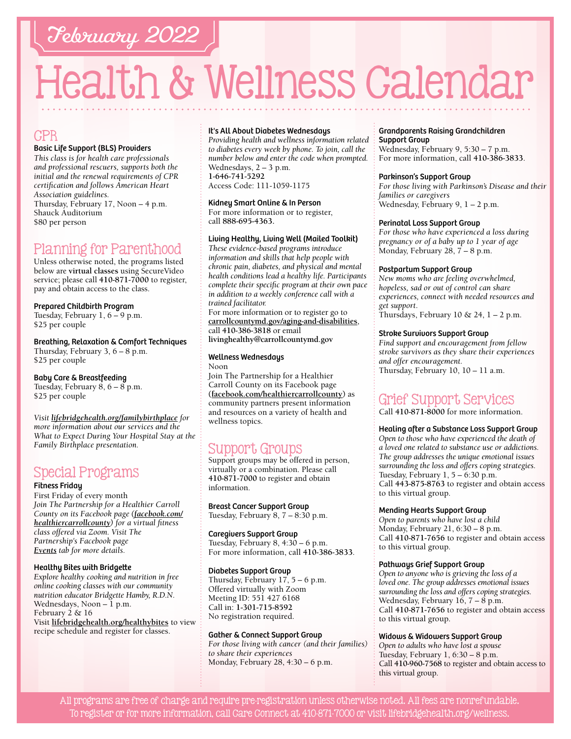February 2022

# Health & Wellness Calendar

## CPR

### Basic Life Support (BLS) Providers

*This class is for health care professionals and professional rescuers, supports both the initial and the renewal requirements of CPR certification and follows American Heart Association guidelines.*
Thursday, February 17, Noon – 4 p.m.
Shauck Auditorium
$80 per person

## Planning for Parenthood

Unless otherwise noted, the programs listed below are **virtual classes** using SecureVideo service; please call **410-871-7000** to register, pay and obtain access to the class.

### Prepared Childbirth Program

Tuesday, February 1, 6 – 9 p.m.
$25 per couple

### Breathing, Relaxation & Comfort Techniques

Thursday, February 3, 6 – 8 p.m.
$25 per couple

### Baby Care & Breastfeeding

Tuesday, February 8, 6 – 8 p.m.
$25 per couple

*Visit **lifebridgehealth.org/familybirthplace** for more information about our services and the What to Expect During Your Hospital Stay at the Family Birthplace presentation.*

## Special Programs

### Fitness Friday

First Friday of every month
*Join The Partnership for a Healthier Carroll County on its Facebook page (**facebook.com/healthiercarrollcounty**) for a virtual fitness class offered via Zoom. Visit The Partnership's Facebook page **Events** tab for more details.*

### Healthy Bites with Bridgette

*Explore healthy cooking and nutrition in free online cooking classes with our community nutrition educator Bridgette Hamby, R.D.N.*
Wednesdays, Noon – 1 p.m.
February 2 & 16
Visit **lifebridgehealth.org/healthybites** to view recipe schedule and register for classes.

### It's All About Diabetes Wednesdays

*Providing health and wellness information related to diabetes every week by phone. To join, call the number below and enter the code when prompted.*
Wednesdays, 2 – 3 p.m.
**1-646-741-5292**
Access Code: 111-1059-1175

### Kidney Smart Online & In Person

For more information or to register, call **888-695-4363.**

### Living Healthy, Living Well (Mailed Toolkit)

*These evidence-based programs introduce information and skills that help people with chronic pain, diabetes, and physical and mental health conditions lead a healthy life. Participants complete their specific program at their own pace in addition to a weekly conference call with a trained facilitator.*
For more information or to register go to **carrollcountymd.gov/aging-and-disabilities**, call **410-386-3818** or email **livinghealthy@carrollcountymd.gov**

### Wellness Wednesdays

Noon
Join The Partnership for a Healthier Carroll County on its Facebook page (**facebook.com/healthiercarrollcounty**) as community partners present information and resources on a variety of health and wellness topics.

## Support Groups

Support groups may be offered in person, virtually or a combination. Please call **410-871-7000** to register and obtain information.

### Breast Cancer Support Group

Tuesday, February 8, 7 – 8:30 p.m.

### Caregivers Support Group

Tuesday, February 8, 4:30 – 6 p.m.
For more information, call **410-386-3833**.

### Diabetes Support Group

Thursday, February 17, 5 – 6 p.m.
Offered virtually with Zoom
Meeting ID: 551 427 6168
Call in: **1-301-715-8592**
No registration required.

### Gather & Connect Support Group

*For those living with cancer (and their families) to share their experiences*
Monday, February 28, 4:30 – 6 p.m.

### Grandparents Raising Grandchildren Support Group

Wednesday, February 9, 5:30 – 7 p.m.
For more information, call **410-386-3833**.

### Parkinson's Support Group

*For those living with Parkinson's Disease and their families or caregivers*
Wednesday, February 9, 1 – 2 p.m.

### Perinatal Loss Support Group

*For those who have experienced a loss during pregnancy or of a baby up to 1 year of age*
Monday, February 28, 7 – 8 p.m.

### Postpartum Support Group

*New moms who are feeling overwhelmed, hopeless, sad or out of control can share experiences, connect with needed resources and get support.*
Thursdays, February 10 & 24, 1 – 2 p.m.

### Stroke Survivors Support Group

*Find support and encouragement from fellow stroke survivors as they share their experiences and offer encouragement.*
Thursday, February 10, 10 – 11 a.m.

## Grief Support Services

Call **410-871-8000** for more information.

### Healing after a Substance Loss Support Group

*Open to those who have experienced the death of a loved one related to substance use or addictions. The group addresses the unique emotional issues surrounding the loss and offers coping strategies.*
Tuesday, February 1, 5 – 6:30 p.m.
Call **443-875-8763** to register and obtain access to this virtual group.

### Mending Hearts Support Group

*Open to parents who have lost a child*
Monday, February 21, 6:30 – 8 p.m.
Call **410-871-7656** to register and obtain access to this virtual group.

### Pathways Grief Support Group

*Open to anyone who is grieving the loss of a loved one. The group addresses emotional issues surrounding the loss and offers coping strategies.*
Wednesday, February 16, 7 – 8 p.m.
Call **410-871-7656** to register and obtain access to this virtual group.

### Widows & Widowers Support Group

*Open to adults who have lost a spouse*
Tuesday, February 1, 6:30 – 8 p.m.
Call **410-960-7568** to register and obtain access to this virtual group.

All programs are free of charge and require pre-registration unless otherwise noted. All fees are nonrefundable.
To register or for more information, call Care Connect at 410-871-7000 or visit lifebridgehealth.org/wellness.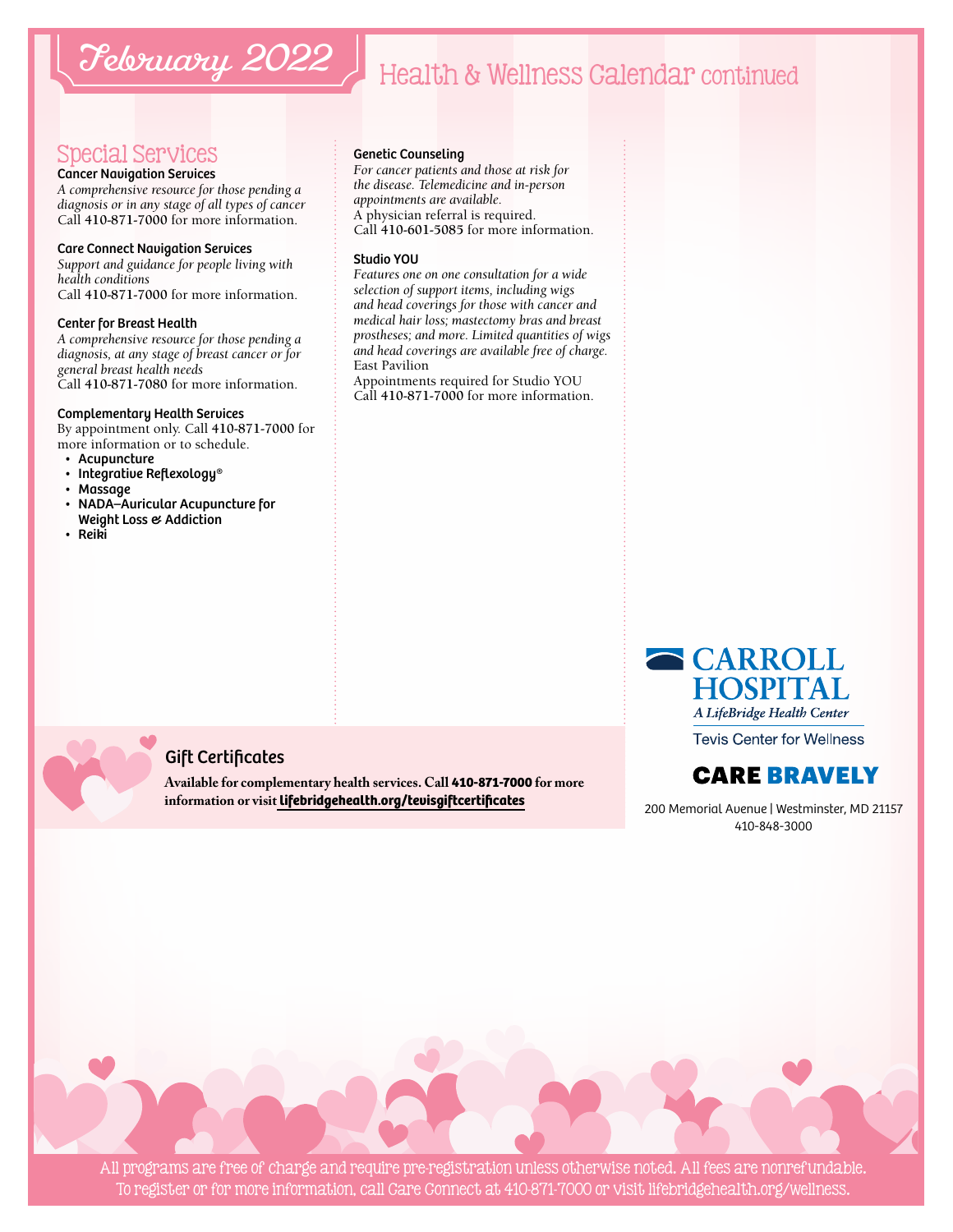# February 2022

## Health & Wellness Calendar continued

## Special Services

### Cancer Navigation Services

*A comprehensive resource for those pending a diagnosis or in any stage of all types of cancer*
Call **410-871-7000** for more information.

### Care Connect Navigation Services

*Support and guidance for people living with health conditions*
Call **410-871-7000** for more information.

### Center for Breast Health

*A comprehensive resource for those pending a diagnosis, at any stage of breast cancer or for general breast health needs*
Call **410-871-7080** for more information.

### Complementary Health Services

By appointment only. Call **410-871-7000** for more information or to schedule.

- **Acupuncture**
- **Integrative Reflexology®**
- **Massage**
- **NADA–Auricular Acupuncture for Weight Loss & Addiction**
- **Reiki**

### Genetic Counseling

*For cancer patients and those at risk for the disease. Telemedicine and in-person appointments are available.*
A physician referral is required.
Call **410-601-5085** for more information.

### Studio YOU

*Features one on one consultation for a wide selection of support items, including wigs and head coverings for those with cancer and medical hair loss; mastectomy bras and breast prostheses; and more. Limited quantities of wigs and head coverings are available free of charge.*
East Pavilion
Appointments required for Studio YOU
Call **410-871-7000** for more information.

### Gift Certificates

**Available for complementary health services. Call 410-871-7000 for more information or visit lifebridgehealth.org/tevisgiftcertificates**

CARROLL HOSPITAL
*A LifeBridge Health Center*
Tevis Center for Wellness

**CARE BRAVELY**

200 Memorial Avenue | Westminster, MD 21157
410-848-3000

All programs are free of charge and require pre-registration unless otherwise noted. All fees are nonrefundable.
To register or for more information, call Care Connect at 410-871-7000 or visit lifebridgehealth.org/wellness.